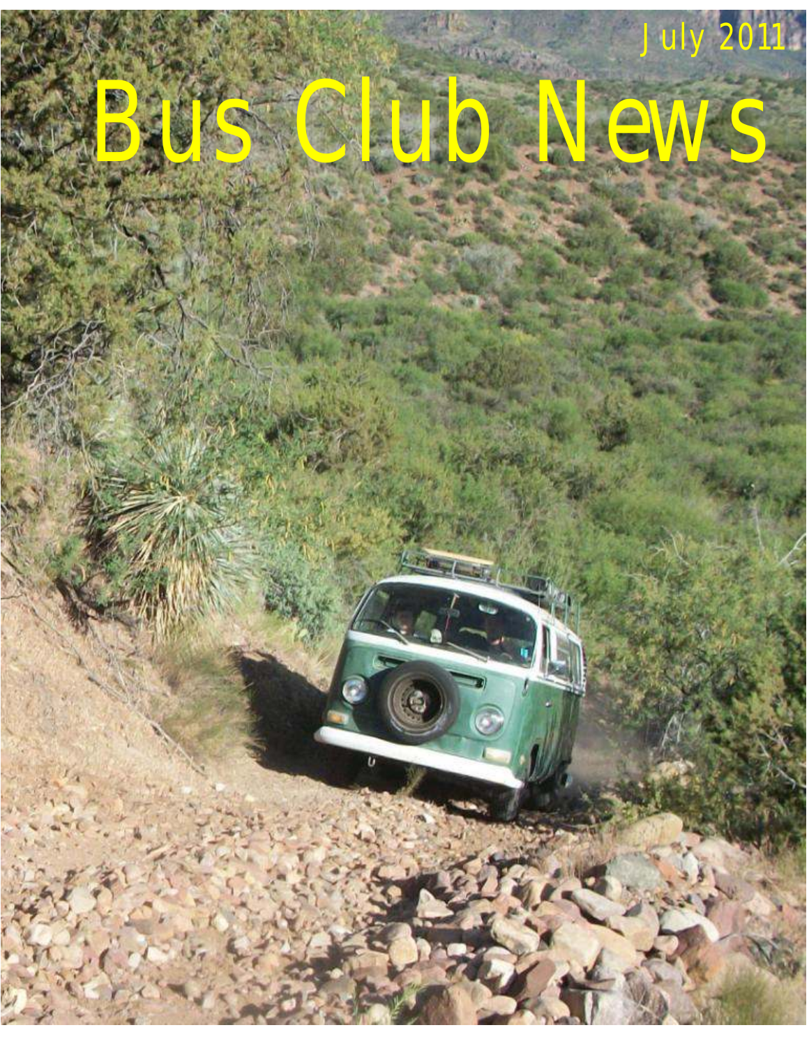July 2011

# Bus Club News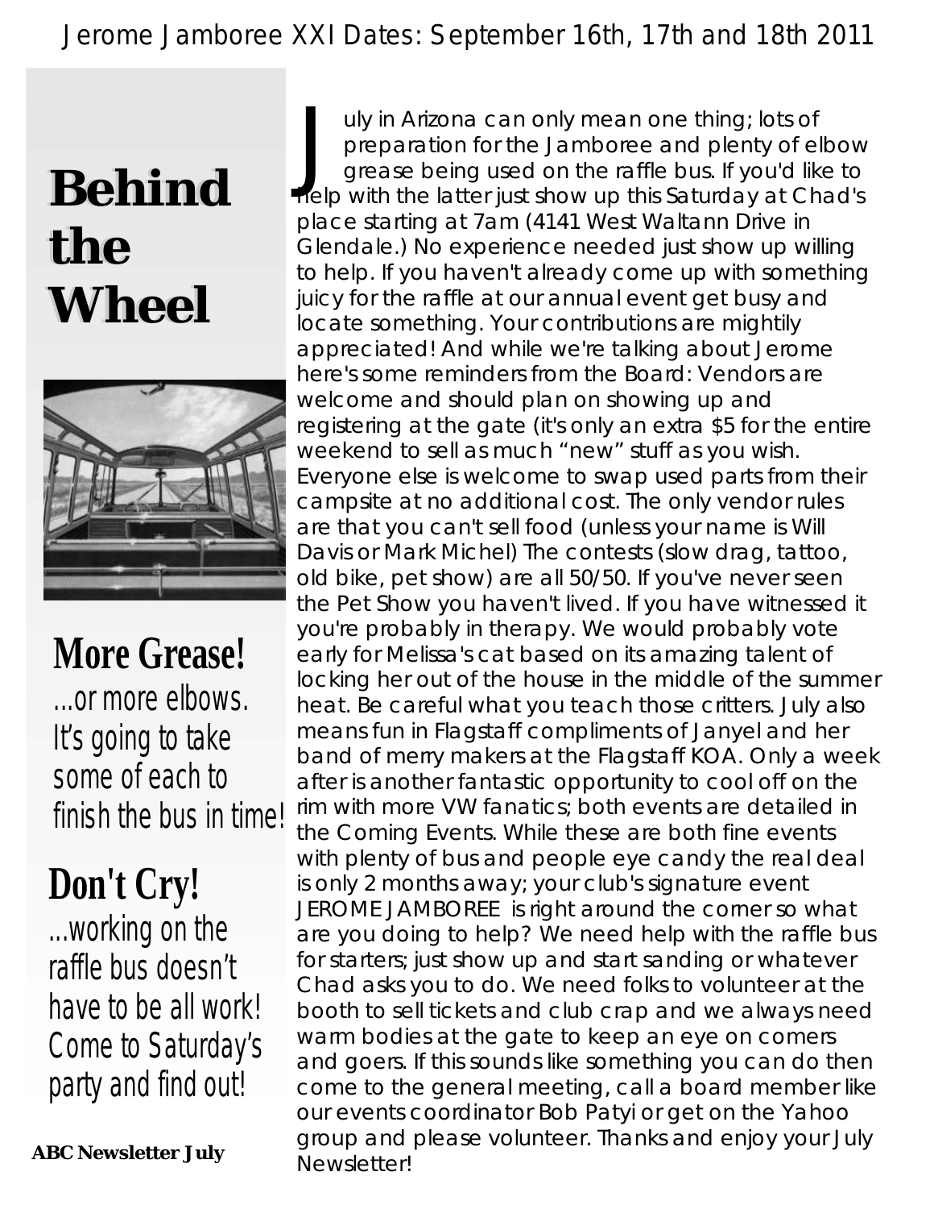Jerome Jamboree XXI Dates: September 16th, 17th and 18th 2011

# Behind the Wheel

## More Grease!

...or more elbows. It's going to take some of each to finish the bus in time!

## Don't Cry!

...working on the raffle bus doesn't have to be all work! Come to Saturday's party and find out!

**ABC Newsletter July**

July in Arizona can only mean one thing; lots of preparation for the Jamboree and plenty of elbow grease being used on the raffle bus. If you'd like to help with the latter just show up this Saturday at Chad's place starting at 7am (4141 West Waltann Drive in Glendale.) No experience needed just show up willing to help. If you haven't already come up with something juicy for the raffle at our annual event get busy and locate something. Your contributions are mightily appreciated! And while we're talking about Jerome here's some reminders from the Board: Vendors are welcome and should plan on showing up and registering at the gate (it's only an extra $5 for the entire weekend to sell as much "new" stuff as you wish. Everyone else is welcome to swap used parts from their campsite at no additional cost. The only vendor rules are that you can't sell food (unless your name is Will Davis or Mark Michel) The contests (slow drag, tattoo, old bike, pet show) are all 50/50. If you've never seen the Pet Show you haven't lived. If you have witnessed it you're probably in therapy. We would probably vote early for Melissa's cat based on its amazing talent of locking her out of the house in the middle of the summer heat. Be careful what you teach those critters. July also means fun in Flagstaff compliments of Janyel and her band of merry makers at the Flagstaff KOA. Only a week after is another fantastic opportunity to cool off on the rim with more VW fanatics; both events are detailed in the Coming Events. While these are both fine events with plenty of bus and people eye candy the real deal is only 2 months away; your club's signature event JEROME JAMBOREE is right around the corner so what are you doing to help? We need help with the raffle bus for starters; just show up and start sanding or whatever Chad asks you to do. We need folks to volunteer at the booth to sell tickets and club crap and we always need warm bodies at the gate to keep an eye on comers and goers. If this sounds like something you can do then come to the general meeting, call a board member like our events coordinator Bob Patyi or get on the Yahoo group and please volunteer. Thanks and enjoy your July Newsletter!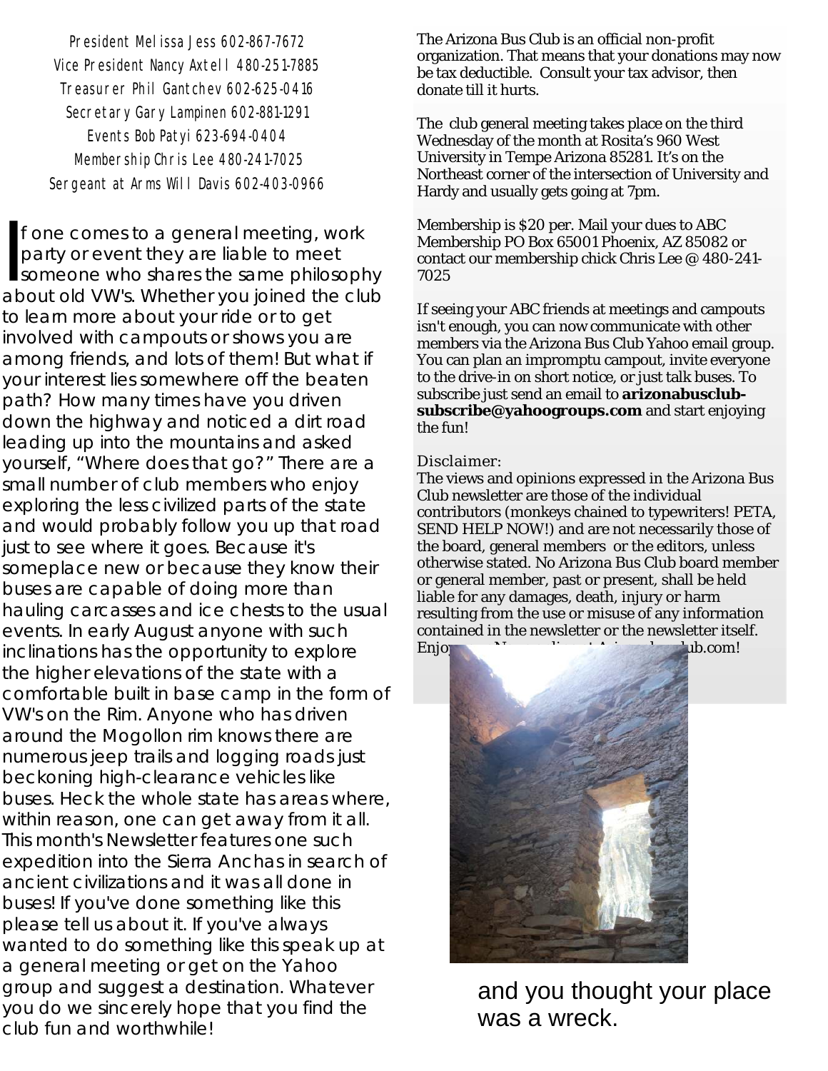President Melissa Jess 602-867-7672
Vice President Nancy Axtell 480-251-7885
Treasurer Phil Gantchev 602-625-0416
Secretary Gary Lampinen 602-881-1291
Events Bob Patyi 623-694-0404
Membership Chris Lee 480-241-7025
Sergeant at Arms Will Davis 602-403-0966

If one comes to a general meeting, work party or event they are liable to meet someone who shares the same philosophy about old VW's. Whether you joined the club to learn more about your ride or to get involved with campouts or shows you are among friends, and lots of them! But what if your interest lies somewhere off the beaten path? How many times have you driven down the highway and noticed a dirt road leading up into the mountains and asked yourself, "Where does that go?" There are a small number of club members who enjoy exploring the less civilized parts of the state and would probably follow you up that road just to see where it goes. Because it's someplace new or because they know their buses are capable of doing more than hauling carcasses and ice chests to the usual events. In early August anyone with such inclinations has the opportunity to explore the higher elevations of the state with a comfortable built in base camp in the form of VW's on the Rim. Anyone who has driven around the Mogollon rim knows there are numerous jeep trails and logging roads just beckoning high-clearance vehicles like buses. Heck the whole state has areas where, within reason, one can get away from it all. This month's Newsletter features one such expedition into the Sierra Anchas in search of ancient civilizations and it was all done in buses! If you've done something like this please tell us about it. If you've always wanted to do something like this speak up at a general meeting or get on the Yahoo group and suggest a destination. Whatever you do we sincerely hope that you find the club fun and worthwhile!

The Arizona Bus Club is an official non-profit organization. That means that your donations may now be tax deductible. Consult your tax advisor, then donate till it hurts.

The club general meeting takes place on the third Wednesday of the month at Rosita's 960 West University in Tempe Arizona 85281. It's on the Northeast corner of the intersection of University and Hardy and usually gets going at 7pm.

Membership is $20 per. Mail your dues to ABC Membership PO Box 65001 Phoenix, AZ 85082 or contact our membership chick Chris Lee @ 480-241-7025

If seeing your ABC friends at meetings and campouts isn't enough, you can now communicate with other members via the Arizona Bus Club Yahoo email group. You can plan an impromptu campout, invite everyone to the drive-in on short notice, or just talk buses. To subscribe just send an email to **arizonabusclub-subscribe@yahoogroups.com** and start enjoying the fun!

Disclaimer:
The views and opinions expressed in the Arizona Bus Club newsletter are those of the individual contributors (monkeys chained to typewriters! PETA, SEND HELP NOW!) and are not necessarily those of the board, general members or the editors, unless otherwise stated. No Arizona Bus Club board member or general member, past or present, shall be held liable for any damages, death, injury or harm resulting from the use or misuse of any information contained in the newsletter or the newsletter itself. Enjoy ... ub.com!

and you thought your place was a wreck.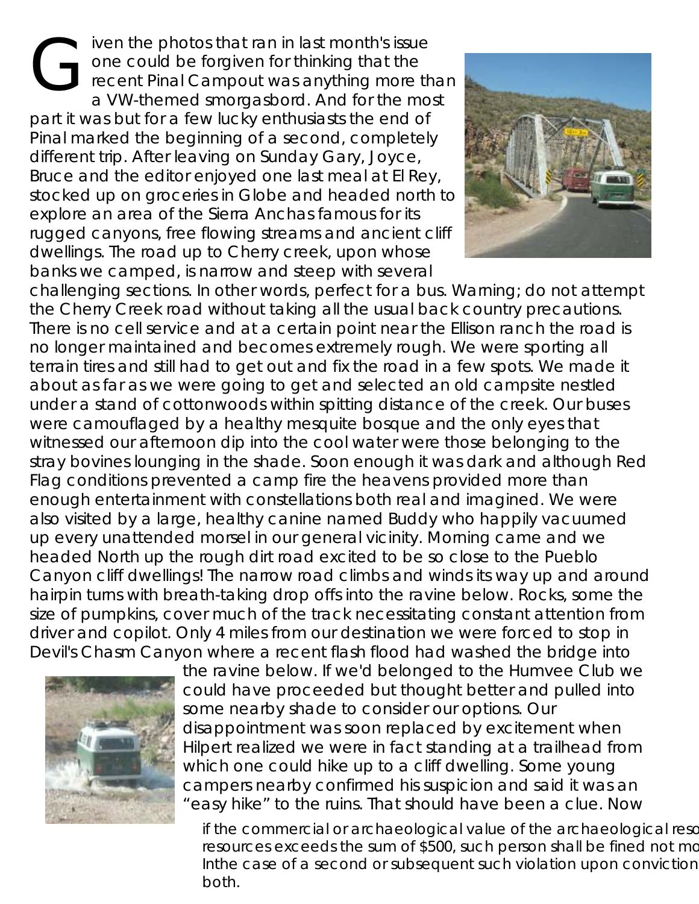Given the photos that ran in last month's issue one could be forgiven for thinking that the recent Pinal Campout was anything more than a VW-themed smorgasbord. And for the most part it was but for a few lucky enthusiasts the end of Pinal marked the beginning of a second, completely different trip. After leaving on Sunday Gary, Joyce, Bruce and the editor enjoyed one last meal at El Rey, stocked up on groceries in Globe and headed north to explore an area of the Sierra Anchas famous for its rugged canyons, free flowing streams and ancient cliff dwellings. The road up to Cherry creek, upon whose banks we camped, is narrow and steep with several challenging sections. In other words, perfect for a bus. Warning; do not attempt the Cherry Creek road without taking all the usual back country precautions. There is no cell service and at a certain point near the Ellison ranch the road is no longer maintained and becomes extremely rough. We were sporting all terrain tires and still had to get out and fix the road in a few spots. We made it about as far as we were going to get and selected an old campsite nestled under a stand of cottonwoods within spitting distance of the creek. Our buses were camouflaged by a healthy mesquite bosque and the only eyes that witnessed our afternoon dip into the cool water were those belonging to the stray bovines lounging in the shade. Soon enough it was dark and although Red Flag conditions prevented a camp fire the heavens provided more than enough entertainment with constellations both real and imagined. We were also visited by a large, healthy canine named Buddy who happily vacuumed up every unattended morsel in our general vicinity. Morning came and we headed North up the rough dirt road excited to be so close to the Pueblo Canyon cliff dwellings! The narrow road climbs and winds its way up and around hairpin turns with breath-taking drop offs into the ravine below. Rocks, some the size of pumpkins, cover much of the track necessitating constant attention from driver and copilot. Only 4 miles from our destination we were forced to stop in Devil's Chasm Canyon where a recent flash flood had washed the bridge into the ravine below. If we'd belonged to the Humvee Club we could have proceeded but thought better and pulled into some nearby shade to consider our options. Our disappointment was soon replaced by excitement when Hilpert realized we were in fact standing at a trailhead from which one could hike up to a cliff dwelling. Some young campers nearby confirmed his suspicion and said it was an "easy hike" to the ruins. That should have been a clue. Now

if the commercial or archaeological value of the archaeological reso resources exceeds the sum of $500, such person shall be fined not mo Inthe case of a second or subsequent such violation upon conviction both.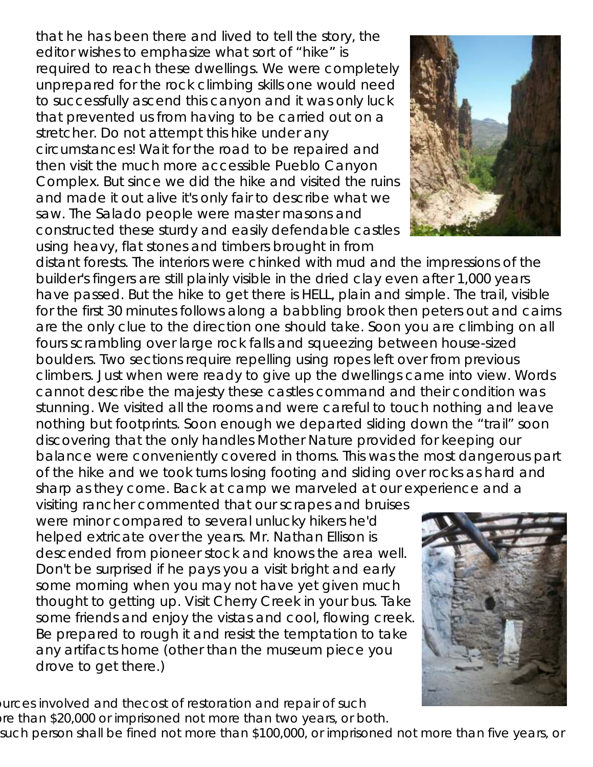that he has been there and lived to tell the story, the editor wishes to emphasize what sort of "hike" is required to reach these dwellings. We were completely unprepared for the rock climbing skills one would need to successfully ascend this canyon and it was only luck that prevented us from having to be carried out on a stretcher. Do not attempt this hike under any circumstances! Wait for the road to be repaired and then visit the much more accessible Pueblo Canyon Complex. But since we did the hike and visited the ruins and made it out alive it's only fair to describe what we saw. The Salado people were master masons and constructed these sturdy and easily defendable castles using heavy, flat stones and timbers brought in from distant forests. The interiors were chinked with mud and the impressions of the builder's fingers are still plainly visible in the dried clay even after 1,000 years have passed. But the hike to get there is HELL, plain and simple. The trail, visible for the first 30 minutes follows along a babbling brook then peters out and cairns are the only clue to the direction one should take. Soon you are climbing on all fours scrambling over large rock falls and squeezing between house-sized boulders. Two sections require repelling using ropes left over from previous climbers. Just when were ready to give up the dwellings came into view. Words cannot describe the majesty these castles command and their condition was stunning. We visited all the rooms and were careful to touch nothing and leave nothing but footprints. Soon enough we departed sliding down the "trail" soon discovering that the only handles Mother Nature provided for keeping our balance were conveniently covered in thorns. This was the most dangerous part of the hike and we took turns losing footing and sliding over rocks as hard and sharp as they come. Back at camp we marveled at our experience and a visiting rancher commented that our scrapes and bruises were minor compared to several unlucky hikers he'd helped extricate over the years. Mr. Nathan Ellison is descended from pioneer stock and knows the area well. Don't be surprised if he pays you a visit bright and early some morning when you may not have yet given much thought to getting up. Visit Cherry Creek in your bus. Take some friends and enjoy the vistas and cool, flowing creek. Be prepared to rough it and resist the temptation to take any artifacts home (other than the museum piece you drove to get there.)

urces involved and thecost of restoration and repair of such
re than $20,000 or imprisoned not more than two years, or both.
such person shall be fined not more than $100,000, or imprisoned not more than five years, or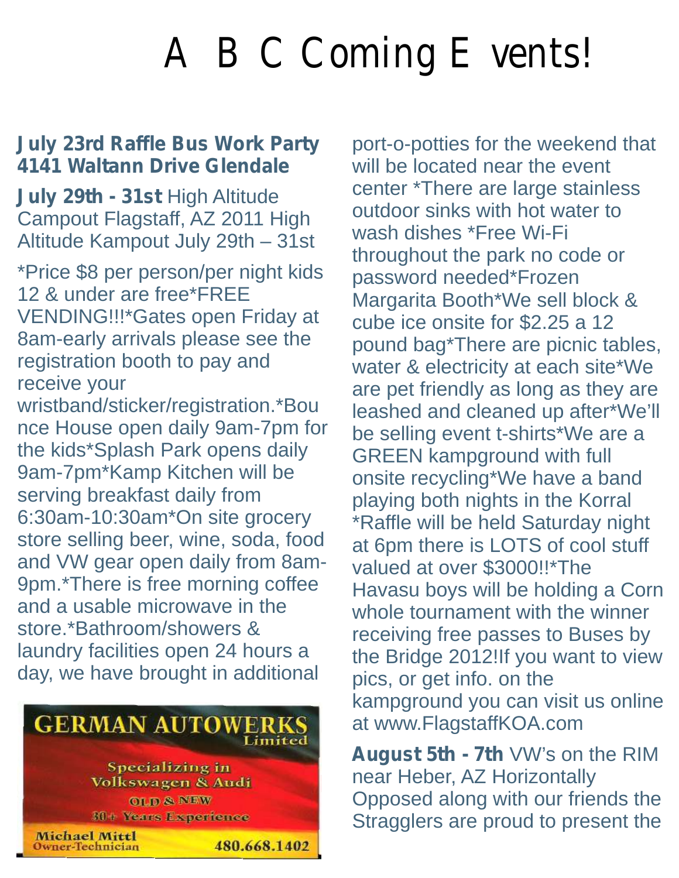# A B C Coming E vents!

**July 23rd Raffle Bus Work Party 4141 Waltann Drive Glendale**

**July 29th - 31st** High Altitude Campout Flagstaff, AZ 2011 High Altitude Kampout July 29th – 31st

*Price $8 per person/per night kids 12 & under are free*FREE VENDING!!!*Gates open Friday at 8am-early arrivals please see the registration booth to pay and receive your wristband/sticker/registration.*Bounce House open daily 9am-7pm for the kids*Splash Park opens daily 9am-7pm*Kamp Kitchen will be serving breakfast daily from 6:30am-10:30am*On site grocery store selling beer, wine, soda, food and VW gear open daily from 8am-9pm.*There is free morning coffee and a usable microwave in the store.*Bathroom/showers & laundry facilities open 24 hours a day, we have brought in additional port-o-potties for the weekend that will be located near the event center *There are large stainless outdoor sinks with hot water to wash dishes *Free Wi-Fi throughout the park no code or password needed*Frozen Margarita Booth*We sell block & cube ice onsite for $2.25 a 12 pound bag*There are picnic tables, water & electricity at each site*We are pet friendly as long as they are leashed and cleaned up after*We'll be selling event t-shirts*We are a GREEN kampground with full onsite recycling*We have a band playing both nights in the Korral *Raffle will be held Saturday night at 6pm there is LOTS of cool stuff valued at over $3000!!*The Havasu boys will be holding a Corn whole tournament with the winner receiving free passes to Buses by the Bridge 2012!If you want to view pics, or get info. on the kampground you can visit us online at www.FlagstaffKOA.com

**GERMAN AUTOWERKS Limited**
Specializing in Volkswagen & Audi
OLD & NEW
30+ Years Experience
Michael Mittl
Owner-Technician
480.668.1402

**August 5th - 7th** VW's on the RIM near Heber, AZ Horizontally Opposed along with our friends the Stragglers are proud to present the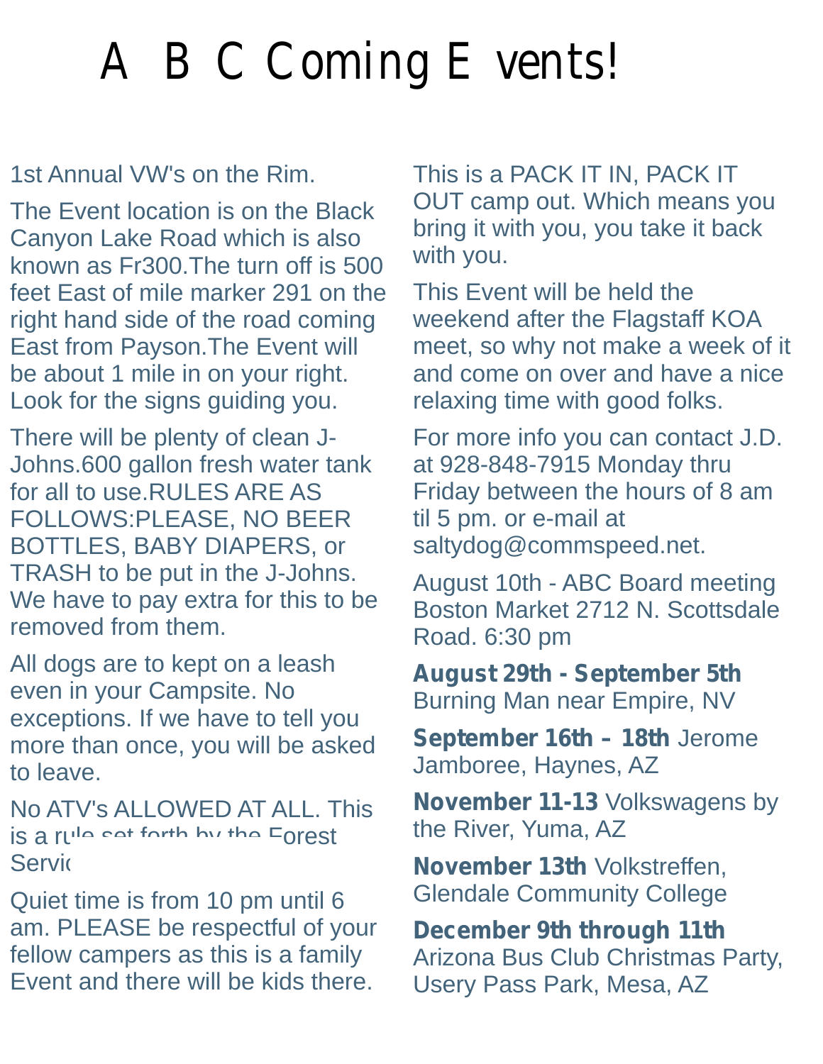# A B C Coming E vents!

1st Annual VW's on the Rim.

The Event location is on the Black Canyon Lake Road which is also known as Fr300.The turn off is 500 feet East of mile marker 291 on the right hand side of the road coming East from Payson.The Event will be about 1 mile in on your right. Look for the signs guiding you.

There will be plenty of clean J-Johns.600 gallon fresh water tank for all to use.RULES ARE AS FOLLOWS:PLEASE, NO BEER BOTTLES, BABY DIAPERS, or TRASH to be put in the J-Johns. We have to pay extra for this to be removed from them.

All dogs are to kept on a leash even in your Campsite. No exceptions. If we have to tell you more than once, you will be asked to leave.

No ATV's ALLOWED AT ALL. This is a rule set forth by the Forest Servic

Quiet time is from 10 pm until 6 am. PLEASE be respectful of your fellow campers as this is a family Event and there will be kids there.

This is a PACK IT IN, PACK IT OUT camp out. Which means you bring it with you, you take it back with you.

This Event will be held the weekend after the Flagstaff KOA meet, so why not make a week of it and come on over and have a nice relaxing time with good folks.

For more info you can contact J.D. at 928-848-7915 Monday thru Friday between the hours of 8 am til 5 pm. or e-mail at saltydog@commspeed.net.

August 10th - ABC Board meeting Boston Market 2712 N. Scottsdale Road. 6:30 pm

**August 29th - September 5th** Burning Man near Empire, NV

**September 16th – 18th** Jerome Jamboree, Haynes, AZ

**November 11-13** Volkswagens by the River, Yuma, AZ

**November 13th** Volkstreffen, Glendale Community College

**December 9th through 11th** Arizona Bus Club Christmas Party, Usery Pass Park, Mesa, AZ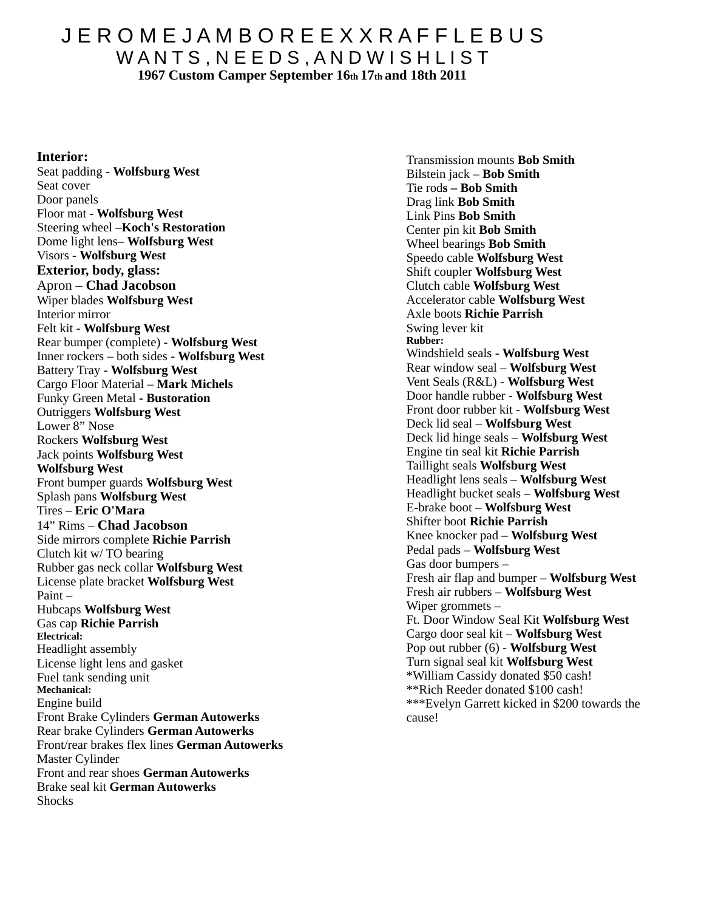# J E R O M E J A M B O R E E X X R A F F L E B U S

## W A N T S , N E E D S , A N D W I S H L I S T

**1967 Custom Camper September 16th 17th and 18th 2011**

**Interior:**

Seat padding - **Wolfsburg West**
Seat cover
Door panels
Floor mat **- Wolfsburg West**
Steering wheel –**Koch's Restoration**
Dome light lens– **Wolfsburg West**
Visors - **Wolfsburg West**

**Exterior, body, glass:**

Apron – **Chad Jacobson**
Wiper blades **Wolfsburg West**
Interior mirror
Felt kit - **Wolfsburg West**
Rear bumper (complete) - **Wolfsburg West**
Inner rockers – both sides - **Wolfsburg West**
Battery Tray - **Wolfsburg West**
Cargo Floor Material – **Mark Michels**
Funky Green Metal **- Bustoration**
Outriggers **Wolfsburg West**
Lower 8" Nose
Rockers **Wolfsburg West**
Jack points **Wolfsburg West**
**Wolfsburg West**
Front bumper guards **Wolfsburg West**
Splash pans **Wolfsburg West**
Tires – **Eric O'Mara**
14" Rims – **Chad Jacobson**
Side mirrors complete **Richie Parrish**
Clutch kit w/ TO bearing
Rubber gas neck collar **Wolfsburg West**
License plate bracket **Wolfsburg West**
Paint –
Hubcaps **Wolfsburg West**
Gas cap **Richie Parrish**

**Electrical:**

Headlight assembly
License light lens and gasket
Fuel tank sending unit

**Mechanical:**

Engine build
Front Brake Cylinders **German Autowerks**
Rear brake Cylinders **German Autowerks**
Front/rear brakes flex lines **German Autowerks**
Master Cylinder
Front and rear shoes **German Autowerks**
Brake seal kit **German Autowerks**
Shocks
Transmission mounts **Bob Smith**
Bilstein jack – **Bob Smith**
Tie rod**s – Bob Smith**
Drag link **Bob Smith**
Link Pins **Bob Smith**
Center pin kit **Bob Smith**
Wheel bearings **Bob Smith**
Speedo cable **Wolfsburg West**
Shift coupler **Wolfsburg West**
Clutch cable **Wolfsburg West**
Accelerator cable **Wolfsburg West**
Axle boots **Richie Parrish**
Swing lever kit

**Rubber:**

Windshield seals - **Wolfsburg West**
Rear window seal – **Wolfsburg West**
Vent Seals (R&L) - **Wolfsburg West**
Door handle rubber - **Wolfsburg West**
Front door rubber kit - **Wolfsburg West**
Deck lid seal – **Wolfsburg West**
Deck lid hinge seals – **Wolfsburg West**
Engine tin seal kit **Richie Parrish**
Taillight seals **Wolfsburg West**
Headlight lens seals – **Wolfsburg West**
Headlight bucket seals – **Wolfsburg West**
E-brake boot – **Wolfsburg West**
Shifter boot **Richie Parrish**
Knee knocker pad – **Wolfsburg West**
Pedal pads – **Wolfsburg West**
Gas door bumpers –
Fresh air flap and bumper – **Wolfsburg West**
Fresh air rubbers – **Wolfsburg West**
Wiper grommets –
Ft. Door Window Seal Kit **Wolfsburg West**
Cargo door seal kit – **Wolfsburg West**
Pop out rubber (6) - **Wolfsburg West**
Turn signal seal kit **Wolfsburg West**

*William Cassidy donated $50 cash!
**Rich Reeder donated $100 cash!
***Evelyn Garrett kicked in $200 towards the cause!